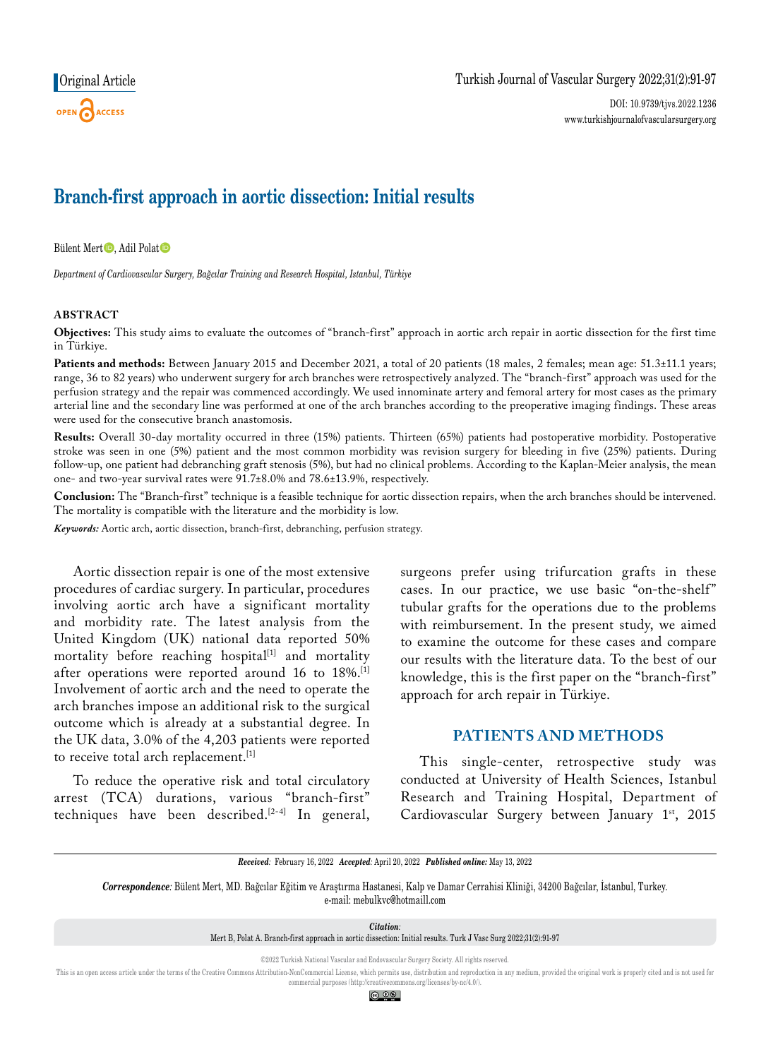Original Article

# Branch-first approach in aortic dissection: Initial results

Bülent Mert, Adil Polat

*Department of Cardiovascular Surgery, Bağcılar Training and Research Hospital, Istanbul, Türkiye*

## ABSTRACT

**Objectives:** This study aims to evaluate the outcomes of "branch-first" approach in aortic arch repair in aortic dissection for the first time in Türkiye.

**Patients and methods:** Between January 2015 and December 2021, a total of 20 patients (18 males, 2 females; mean age: 51.3±11.1 years; range, 36 to 82 years) who underwent surgery for arch branches were retrospectively analyzed. The "branch-first" approach was used for the perfusion strategy and the repair was commenced accordingly. We used innominate artery and femoral artery for most cases as the primary arterial line and the secondary line was performed at one of the arch branches according to the preoperative imaging findings. These areas were used for the consecutive branch anastomosis.

**Results:** Overall 30-day mortality occurred in three (15%) patients. Thirteen (65%) patients had postoperative morbidity. Postoperative stroke was seen in one (5%) patient and the most common morbidity was revision surgery for bleeding in five (25%) patients. During follow-up, one patient had debranching graft stenosis (5%), but had no clinical problems. According to the Kaplan-Meier analysis, the mean one- and two-year survival rates were 91.7±8.0% and 78.6±13.9%, respectively.

**Conclusion:** The "Branch-first" technique is a feasible technique for aortic dissection repairs, when the arch branches should be intervened. The mortality is compatible with the literature and the morbidity is low.

***Keywords:*** Aortic arch, aortic dissection, branch-first, debranching, perfusion strategy.

Aortic dissection repair is one of the most extensive procedures of cardiac surgery. In particular, procedures involving aortic arch have a significant mortality and morbidity rate. The latest analysis from the United Kingdom (UK) national data reported 50% mortality before reaching hospital[1] and mortality after operations were reported around 16 to 18%.[1] Involvement of aortic arch and the need to operate the arch branches impose an additional risk to the surgical outcome which is already at a substantial degree. In the UK data, 3.0% of the 4,203 patients were reported to receive total arch replacement.[1]

To reduce the operative risk and total circulatory arrest (TCA) durations, various "branch-first" techniques have been described.[2-4] In general, surgeons prefer using trifurcation grafts in these cases. In our practice, we use basic "on-the-shelf" tubular grafts for the operations due to the problems with reimbursement. In the present study, we aimed to examine the outcome for these cases and compare our results with the literature data. To the best of our knowledge, this is the first paper on the "branch-first" approach for arch repair in Türkiye.

## PATIENTS AND METHODS

This single-center, retrospective study was conducted at University of Health Sciences, Istanbul Research and Training Hospital, Department of Cardiovascular Surgery between January 1st, 2015

***Received:*** February 16, 2022 ***Accepted:*** April 20, 2022 ***Published online:*** May 13, 2022

***Correspondence:*** Bülent Mert, MD. Bağcılar Eğitim ve Araştırma Hastanesi, Kalp ve Damar Cerrahisi Kliniği, 34200 Bağcılar, İstanbul, Turkey.
e-mail: mebulkvc@hotmaill.com

***Citation:***
Mert B, Polat A. Branch-first approach in aortic dissection: Initial results. Turk J Vasc Surg 2022;31(2):91-97

©2022 Turkish National Vascular and Endovascular Surgery Society. All rights reserved.

This is an open access article under the terms of the Creative Commons Attribution-NonCommercial License, which permits use, distribution and reproduction in any medium, provided the original work is properly cited and is not used for commercial purposes (http://creativecommons.org/licenses/by-nc/4.0/).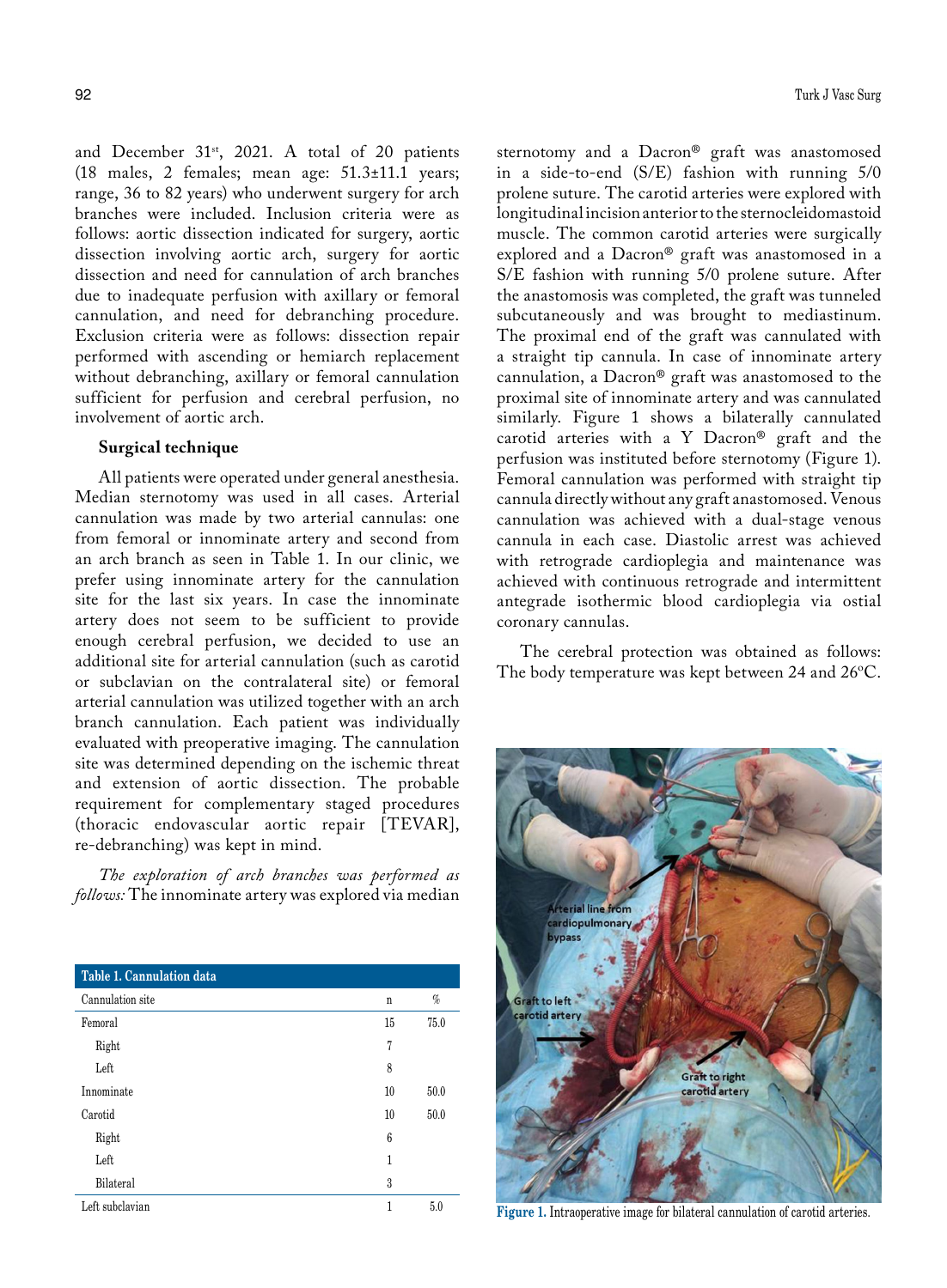and December 31st, 2021. A total of 20 patients (18 males, 2 females; mean age: 51.3±11.1 years; range, 36 to 82 years) who underwent surgery for arch branches were included. Inclusion criteria were as follows: aortic dissection indicated for surgery, aortic dissection involving aortic arch, surgery for aortic dissection and need for cannulation of arch branches due to inadequate perfusion with axillary or femoral cannulation, and need for debranching procedure. Exclusion criteria were as follows: dissection repair performed with ascending or hemiarch replacement without debranching, axillary or femoral cannulation sufficient for perfusion and cerebral perfusion, no involvement of aortic arch.

### Surgical technique

All patients were operated under general anesthesia. Median sternotomy was used in all cases. Arterial cannulation was made by two arterial cannulas: one from femoral or innominate artery and second from an arch branch as seen in Table 1. In our clinic, we prefer using innominate artery for the cannulation site for the last six years. In case the innominate artery does not seem to be sufficient to provide enough cerebral perfusion, we decided to use an additional site for arterial cannulation (such as carotid or subclavian on the contralateral site) or femoral arterial cannulation was utilized together with an arch branch cannulation. Each patient was individually evaluated with preoperative imaging. The cannulation site was determined depending on the ischemic threat and extension of aortic dissection. The probable requirement for complementary staged procedures (thoracic endovascular aortic repair [TEVAR], re-debranching) was kept in mind.

*The exploration of arch branches was performed as follows:* The innominate artery was explored via median sternotomy and a Dacron® graft was anastomosed in a side-to-end (S/E) fashion with running 5/0 prolene suture. The carotid arteries were explored with longitudinal incision anterior to the sternocleidomastoid muscle. The common carotid arteries were surgically explored and a Dacron® graft was anastomosed in a S/E fashion with running 5/0 prolene suture. After the anastomosis was completed, the graft was tunneled subcutaneously and was brought to mediastinum. The proximal end of the graft was cannulated with a straight tip cannula. In case of innominate artery cannulation, a Dacron® graft was anastomosed to the proximal site of innominate artery and was cannulated similarly. Figure 1 shows a bilaterally cannulated carotid arteries with a Y Dacron® graft and the perfusion was instituted before sternotomy (Figure 1). Femoral cannulation was performed with straight tip cannula directly without any graft anastomosed. Venous cannulation was achieved with a dual-stage venous cannula in each case. Diastolic arrest was achieved with retrograde cardioplegia and maintenance was achieved with continuous retrograde and intermittent antegrade isothermic blood cardioplegia via ostial coronary cannulas.

The cerebral protection was obtained as follows: The body temperature was kept between 24 and 26ºC.

**Table 1. Cannulation data**

| Cannulation site | n | % |
|---|---|---|
| Femoral | 15 | 75.0 |
| Right | 7 | |
| Left | 8 | |
| Innominate | 10 | 50.0 |
| Carotid | 10 | 50.0 |
| Right | 6 | |
| Left | 1 | |
| Bilateral | 3 | |
| Left subclavian | 1 | 5.0 |

**Figure 1.** Intraoperative image for bilateral cannulation of carotid arteries.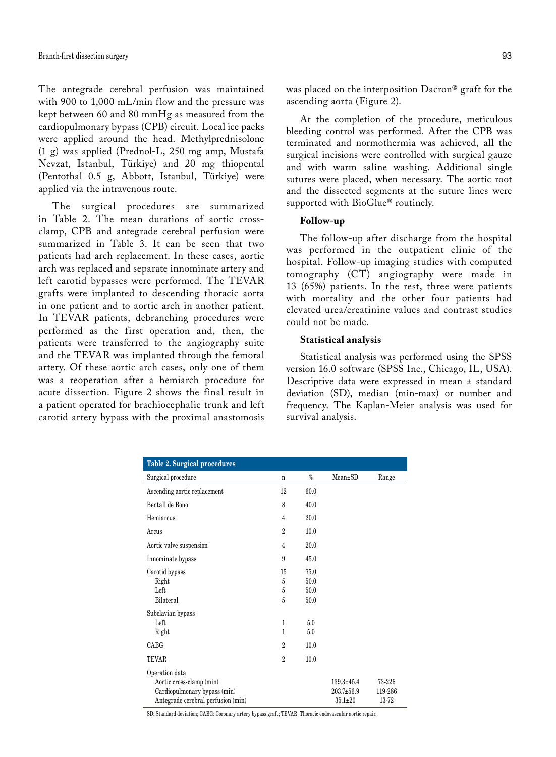The antegrade cerebral perfusion was maintained with 900 to 1,000 mL/min flow and the pressure was kept between 60 and 80 mmHg as measured from the cardiopulmonary bypass (CPB) circuit. Local ice packs were applied around the head. Methylprednisolone (1 g) was applied (Prednol-L, 250 mg amp, Mustafa Nevzat, Istanbul, Türkiye) and 20 mg thiopental (Pentothal 0.5 g, Abbott, Istanbul, Türkiye) were applied via the intravenous route.

The surgical procedures are summarized in Table 2. The mean durations of aortic cross-clamp, CPB and antegrade cerebral perfusion were summarized in Table 3. It can be seen that two patients had arch replacement. In these cases, aortic arch was replaced and separate innominate artery and left carotid bypasses were performed. The TEVAR grafts were implanted to descending thoracic aorta in one patient and to aortic arch in another patient. In TEVAR patients, debranching procedures were performed as the first operation and, then, the patients were transferred to the angiography suite and the TEVAR was implanted through the femoral artery. Of these aortic arch cases, only one of them was a reoperation after a hemiarch procedure for acute dissection. Figure 2 shows the final result in a patient operated for brachiocephalic trunk and left carotid artery bypass with the proximal anastomosis was placed on the interposition Dacron® graft for the ascending aorta (Figure 2).

At the completion of the procedure, meticulous bleeding control was performed. After the CPB was terminated and normothermia was achieved, all the surgical incisions were controlled with surgical gauze and with warm saline washing. Additional single sutures were placed, when necessary. The aortic root and the dissected segments at the suture lines were supported with BioGlue® routinely.

### Follow-up

The follow-up after discharge from the hospital was performed in the outpatient clinic of the hospital. Follow-up imaging studies with computed tomography (CT) angiography were made in 13 (65%) patients. In the rest, three were patients with mortality and the other four patients had elevated urea/creatinine values and contrast studies could not be made.

### Statistical analysis

Statistical analysis was performed using the SPSS version 16.0 software (SPSS Inc., Chicago, IL, USA). Descriptive data were expressed in mean ± standard deviation (SD), median (min-max) or number and frequency. The Kaplan-Meier analysis was used for survival analysis.

**Table 2. Surgical procedures**

| Surgical procedure | n | % | Mean±SD | Range |
|---|---|---|---|---|
| Ascending aortic replacement | 12 | 60.0 | | |
| Bentall de Bono | 8 | 40.0 | | |
| Hemiarcus | 4 | 20.0 | | |
| Arcus | 2 | 10.0 | | |
| Aortic valve suspension | 4 | 20.0 | | |
| Innominate bypass | 9 | 45.0 | | |
| Carotid bypass | 15 | 75.0 | | |
| Right | 5 | 50.0 | | |
| Left | 5 | 50.0 | | |
| Bilateral | 5 | 50.0 | | |
| Subclavian bypass | | | | |
| Left | 1 | 5.0 | | |
| Right | 1 | 5.0 | | |
| CABG | 2 | 10.0 | | |
| TEVAR | 2 | 10.0 | | |
| Operation data | | | | |
| Aortic cross-clamp (min) | | | 139.3±45.4 | 73-226 |
| Cardiopulmonary bypass (min) | | | 203.7±56.9 | 119-286 |
| Antegrade cerebral perfusion (min) | | | 35.1±20 | 13-72 |

SD: Standard deviation; CABG: Coronary artery bypass graft; TEVAR: Thoracic endovascular aortic repair.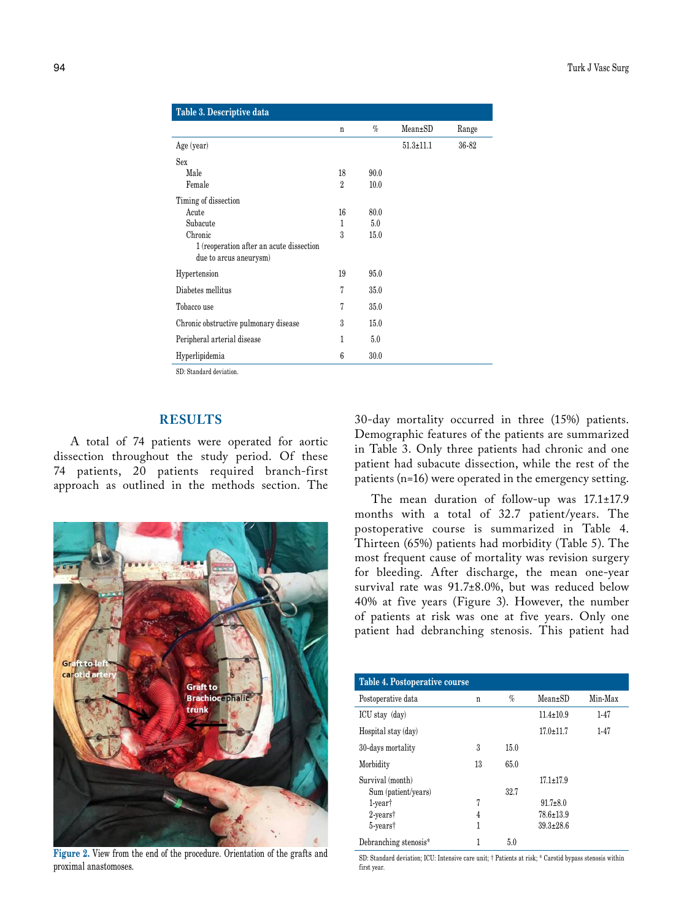**Table 3. Descriptive data**

| | n | % | Mean±SD | Range |
|---|---|---|---|---|
| Age (year) | | | 51.3±11.1 | 36-82 |
| Sex | | | | |
| Male | 18 | 90.0 | | |
| Female | 2 | 10.0 | | |
| Timing of dissection | | | | |
| Acute | 16 | 80.0 | | |
| Subacute | 1 | 5.0 | | |
| Chronic | 3 | 15.0 | | |
| 1 (reoperation after an acute dissection due to arcus aneurysm) | | | | |
| Hypertension | 19 | 95.0 | | |
| Diabetes mellitus | 7 | 35.0 | | |
| Tobacco use | 7 | 35.0 | | |
| Chronic obstructive pulmonary disease | 3 | 15.0 | | |
| Peripheral arterial disease | 1 | 5.0 | | |
| Hyperlipidemia | 6 | 30.0 | | |

SD: Standard deviation.

## RESULTS

A total of 74 patients were operated for aortic dissection throughout the study period. Of these 74 patients, 20 patients required branch-first approach as outlined in the methods section. The 30-day mortality occurred in three (15%) patients. Demographic features of the patients are summarized in Table 3. Only three patients had chronic and one patient had subacute dissection, while the rest of the patients (n=16) were operated in the emergency setting.

Figure 2. View from the end of the procedure. Orientation of the grafts and proximal anastomoses.

The mean duration of follow-up was 17.1±17.9 months with a total of 32.7 patient/years. The postoperative course is summarized in Table 4. Thirteen (65%) patients had morbidity (Table 5). The most frequent cause of mortality was revision surgery for bleeding. After discharge, the mean one-year survival rate was 91.7±8.0%, but was reduced below 40% at five years (Figure 3). However, the number of patients at risk was one at five years. Only one patient had debranching stenosis. This patient had

**Table 4. Postoperative course**

| Postoperative data | n | % | Mean±SD | Min-Max |
|---|---|---|---|---|
| ICU stay (day) | | | 11.4±10.9 | 1-47 |
| Hospital stay (day) | | | 17.0±11.7 | 1-47 |
| 30-days mortality | 3 | 15.0 | | |
| Morbidity | 13 | 65.0 | | |
| Survival (month) | | | 17.1±17.9 | |
| Sum (patient/years) | | 32.7 | | |
| 1-year† | 7 | | 91.7±8.0 | |
| 2-years† | 4 | | 78.6±13.9 | |
| 5-years† | 1 | | 39.3±28.6 | |
| Debranching stenosis* | 1 | 5.0 | | |

SD: Standard deviation; ICU: Intensive care unit; † Patients at risk; * Carotid bypass stenosis within first year.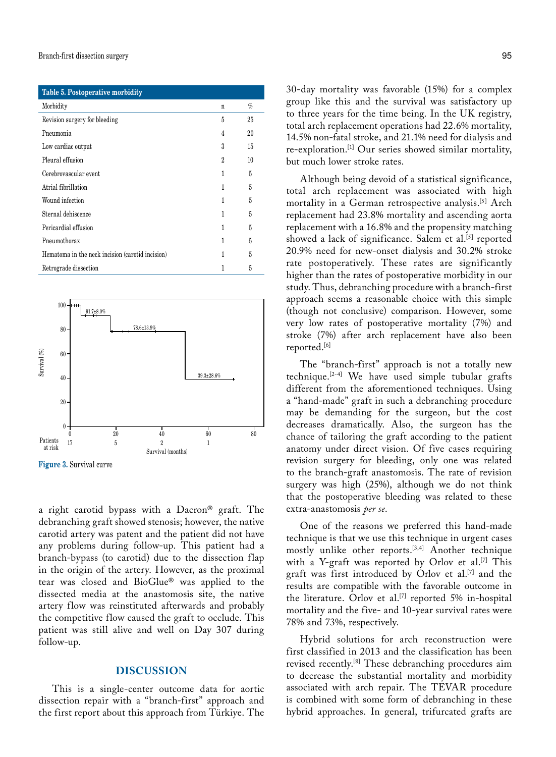**Table 5. Postoperative morbidity**

| Morbidity | n | % |
|---|---|---|
| Revision surgery for bleeding | 5 | 25 |
| Pneumonia | 4 | 20 |
| Low cardiac output | 3 | 15 |
| Pleural effusion | 2 | 10 |
| Cerebrovascular event | 1 | 5 |
| Atrial fibrillation | 1 | 5 |
| Wound infection | 1 | 5 |
| Sternal dehiscence | 1 | 5 |
| Pericardial effusion | 1 | 5 |
| Pneumothorax | 1 | 5 |
| Hematoma in the neck incision (carotid incision) | 1 | 5 |
| Retrograde dissection | 1 | 5 |

**Figure 3.** Survival curve

a right carotid bypass with a Dacron® graft. The debranching graft showed stenosis; however, the native carotid artery was patent and the patient did not have any problems during follow-up. This patient had a branch-bypass (to carotid) due to the dissection flap in the origin of the artery. However, as the proximal tear was closed and BioGlue® was applied to the dissected media at the anastomosis site, the native artery flow was reinstituted afterwards and probably the competitive flow caused the graft to occlude. This patient was still alive and well on Day 307 during follow-up.

## DISCUSSION

This is a single-center outcome data for aortic dissection repair with a "branch-first" approach and the first report about this approach from Türkiye. The 30-day mortality was favorable (15%) for a complex group like this and the survival was satisfactory up to three years for the time being. In the UK registry, total arch replacement operations had 22.6% mortality, 14.5% non-fatal stroke, and 21.1% need for dialysis and re-exploration.[1] Our series showed similar mortality, but much lower stroke rates.

Although being devoid of a statistical significance, total arch replacement was associated with high mortality in a German retrospective analysis.[5] Arch replacement had 23.8% mortality and ascending aorta replacement with a 16.8% and the propensity matching showed a lack of significance. Salem et al.[5] reported 20.9% need for new-onset dialysis and 30.2% stroke rate postoperatively. These rates are significantly higher than the rates of postoperative morbidity in our study. Thus, debranching procedure with a branch-first approach seems a reasonable choice with this simple (though not conclusive) comparison. However, some very low rates of postoperative mortality (7%) and stroke (7%) after arch replacement have also been reported.[6]

The "branch-first" approach is not a totally new technique.[2-4] We have used simple tubular grafts different from the aforementioned techniques. Using a "hand-made" graft in such a debranching procedure may be demanding for the surgeon, but the cost decreases dramatically. Also, the surgeon has the chance of tailoring the graft according to the patient anatomy under direct vision. Of five cases requiring revision surgery for bleeding, only one was related to the branch-graft anastomosis. The rate of revision surgery was high (25%), although we do not think that the postoperative bleeding was related to these extra-anastomosis *per se*.

One of the reasons we preferred this hand-made technique is that we use this technique in urgent cases mostly unlike other reports.[3,4] Another technique with a Y-graft was reported by Orlov et al.[7] This graft was first introduced by Orlov et al.[7] and the results are compatible with the favorable outcome in the literature. Orlov et al.[7] reported 5% in-hospital mortality and the five- and 10-year survival rates were 78% and 73%, respectively.

Hybrid solutions for arch reconstruction were first classified in 2013 and the classification has been revised recently.[8] These debranching procedures aim to decrease the substantial mortality and morbidity associated with arch repair. The TEVAR procedure is combined with some form of debranching in these hybrid approaches. In general, trifurcated grafts are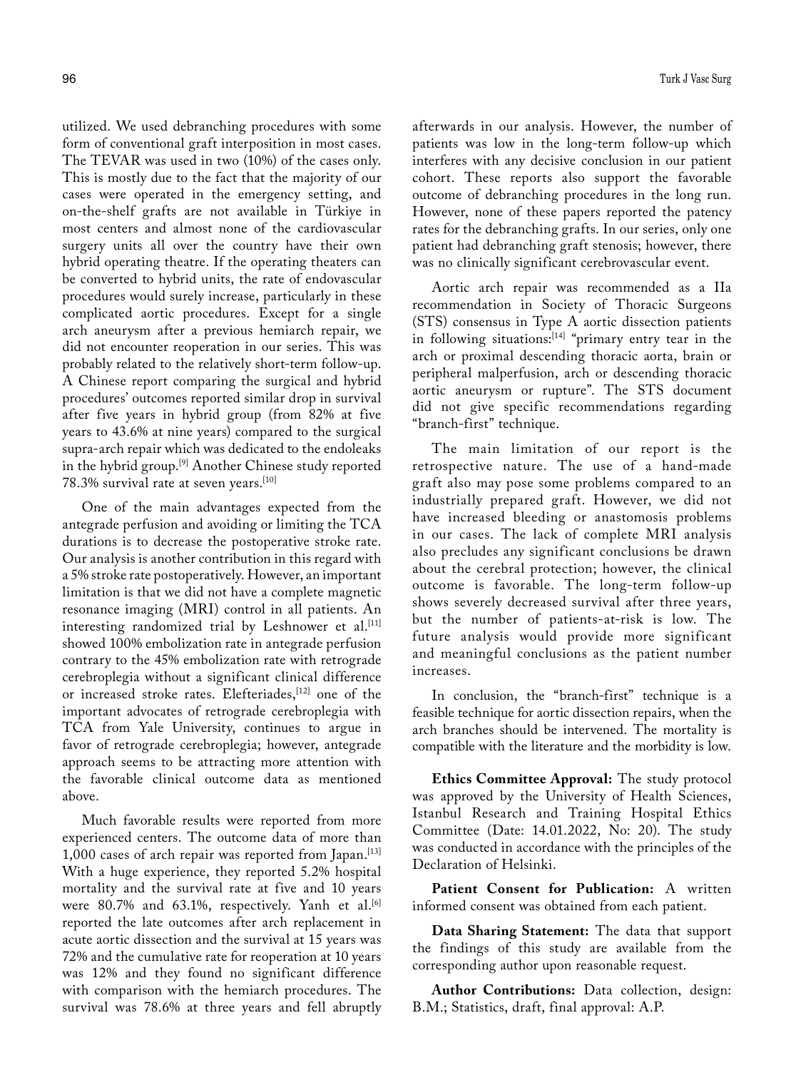utilized. We used debranching procedures with some form of conventional graft interposition in most cases. The TEVAR was used in two (10%) of the cases only. This is mostly due to the fact that the majority of our cases were operated in the emergency setting, and on-the-shelf grafts are not available in Türkiye in most centers and almost none of the cardiovascular surgery units all over the country have their own hybrid operating theatre. If the operating theaters can be converted to hybrid units, the rate of endovascular procedures would surely increase, particularly in these complicated aortic procedures. Except for a single arch aneurysm after a previous hemiarch repair, we did not encounter reoperation in our series. This was probably related to the relatively short-term follow-up. A Chinese report comparing the surgical and hybrid procedures' outcomes reported similar drop in survival after five years in hybrid group (from 82% at five years to 43.6% at nine years) compared to the surgical supra-arch repair which was dedicated to the endoleaks in the hybrid group.[9] Another Chinese study reported 78.3% survival rate at seven years.[10]

One of the main advantages expected from the antegrade perfusion and avoiding or limiting the TCA durations is to decrease the postoperative stroke rate. Our analysis is another contribution in this regard with a 5% stroke rate postoperatively. However, an important limitation is that we did not have a complete magnetic resonance imaging (MRI) control in all patients. An interesting randomized trial by Leshnower et al.[11] showed 100% embolization rate in antegrade perfusion contrary to the 45% embolization rate with retrograde cerebroplegia without a significant clinical difference or increased stroke rates. Elefteriades,[12] one of the important advocates of retrograde cerebroplegia with TCA from Yale University, continues to argue in favor of retrograde cerebroplegia; however, antegrade approach seems to be attracting more attention with the favorable clinical outcome data as mentioned above.

Much favorable results were reported from more experienced centers. The outcome data of more than 1,000 cases of arch repair was reported from Japan.[13] With a huge experience, they reported 5.2% hospital mortality and the survival rate at five and 10 years were 80.7% and 63.1%, respectively. Yanh et al.[6] reported the late outcomes after arch replacement in acute aortic dissection and the survival at 15 years was 72% and the cumulative rate for reoperation at 10 years was 12% and they found no significant difference with comparison with the hemiarch procedures. The survival was 78.6% at three years and fell abruptly afterwards in our analysis. However, the number of patients was low in the long-term follow-up which interferes with any decisive conclusion in our patient cohort. These reports also support the favorable outcome of debranching procedures in the long run. However, none of these papers reported the patency rates for the debranching grafts. In our series, only one patient had debranching graft stenosis; however, there was no clinically significant cerebrovascular event.

Aortic arch repair was recommended as a IIa recommendation in Society of Thoracic Surgeons (STS) consensus in Type A aortic dissection patients in following situations:[14] "primary entry tear in the arch or proximal descending thoracic aorta, brain or peripheral malperfusion, arch or descending thoracic aortic aneurysm or rupture". The STS document did not give specific recommendations regarding "branch-first" technique.

The main limitation of our report is the retrospective nature. The use of a hand-made graft also may pose some problems compared to an industrially prepared graft. However, we did not have increased bleeding or anastomosis problems in our cases. The lack of complete MRI analysis also precludes any significant conclusions be drawn about the cerebral protection; however, the clinical outcome is favorable. The long-term follow-up shows severely decreased survival after three years, but the number of patients-at-risk is low. The future analysis would provide more significant and meaningful conclusions as the patient number increases.

In conclusion, the "branch-first" technique is a feasible technique for aortic dissection repairs, when the arch branches should be intervened. The mortality is compatible with the literature and the morbidity is low.

**Ethics Committee Approval:** The study protocol was approved by the University of Health Sciences, Istanbul Research and Training Hospital Ethics Committee (Date: 14.01.2022, No: 20). The study was conducted in accordance with the principles of the Declaration of Helsinki.

**Patient Consent for Publication:** A written informed consent was obtained from each patient.

**Data Sharing Statement:** The data that support the findings of this study are available from the corresponding author upon reasonable request.

**Author Contributions:** Data collection, design: B.M.; Statistics, draft, final approval: A.P.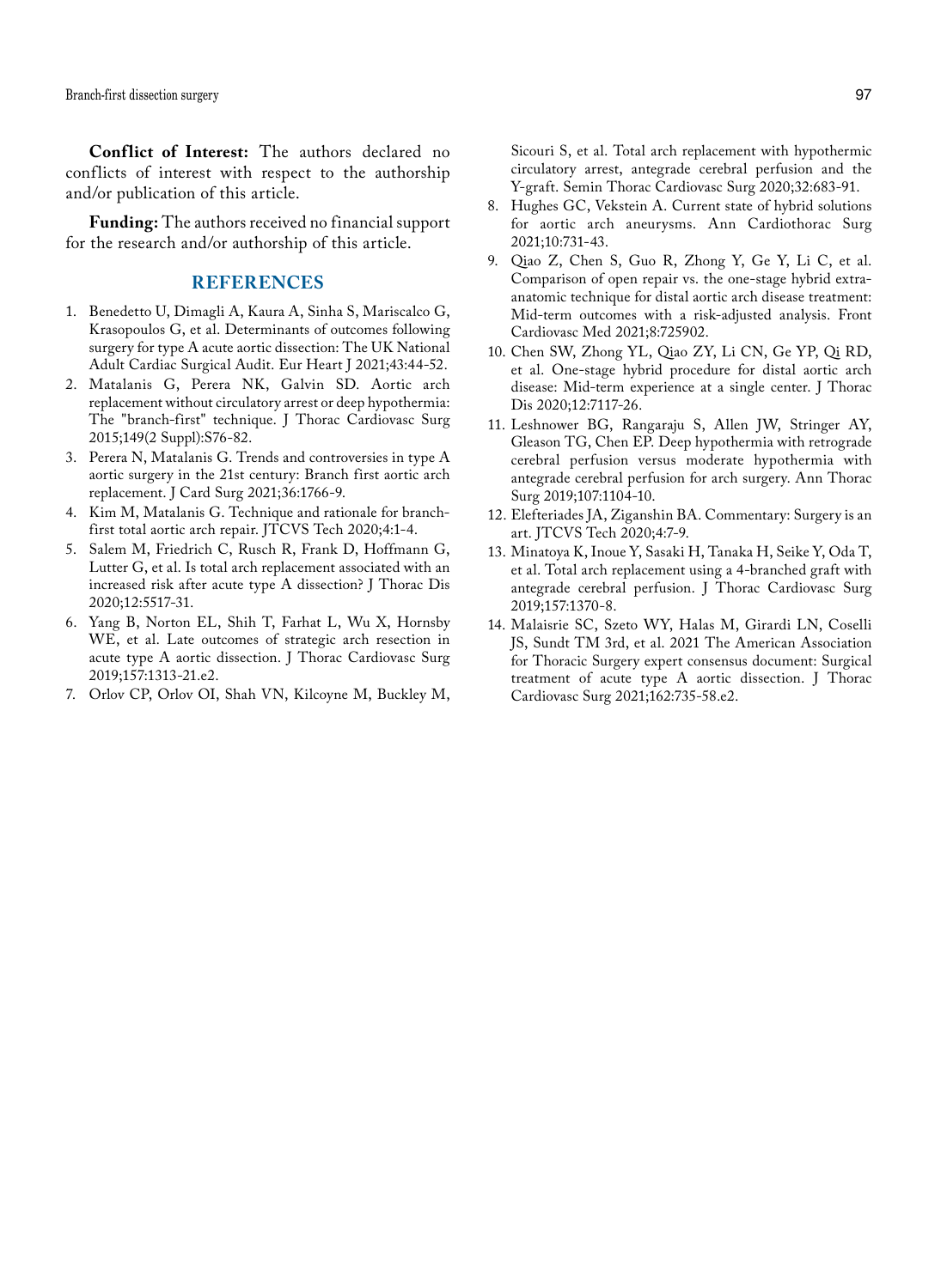**Conflict of Interest:** The authors declared no conflicts of interest with respect to the authorship and/or publication of this article.

**Funding:** The authors received no financial support for the research and/or authorship of this article.

## REFERENCES

1. Benedetto U, Dimagli A, Kaura A, Sinha S, Mariscalco G, Krasopoulos G, et al. Determinants of outcomes following surgery for type A acute aortic dissection: The UK National Adult Cardiac Surgical Audit. Eur Heart J 2021;43:44-52.
2. Matalanis G, Perera NK, Galvin SD. Aortic arch replacement without circulatory arrest or deep hypothermia: The "branch-first" technique. J Thorac Cardiovasc Surg 2015;149(2 Suppl):S76-82.
3. Perera N, Matalanis G. Trends and controversies in type A aortic surgery in the 21st century: Branch first aortic arch replacement. J Card Surg 2021;36:1766-9.
4. Kim M, Matalanis G. Technique and rationale for branch-first total aortic arch repair. JTCVS Tech 2020;4:1-4.
5. Salem M, Friedrich C, Rusch R, Frank D, Hoffmann G, Lutter G, et al. Is total arch replacement associated with an increased risk after acute type A dissection? J Thorac Dis 2020;12:5517-31.
6. Yang B, Norton EL, Shih T, Farhat L, Wu X, Hornsby WE, et al. Late outcomes of strategic arch resection in acute type A aortic dissection. J Thorac Cardiovasc Surg 2019;157:1313-21.e2.
7. Orlov CP, Orlov OI, Shah VN, Kilcoyne M, Buckley M, Sicouri S, et al. Total arch replacement with hypothermic circulatory arrest, antegrade cerebral perfusion and the Y-graft. Semin Thorac Cardiovasc Surg 2020;32:683-91.
8. Hughes GC, Vekstein A. Current state of hybrid solutions for aortic arch aneurysms. Ann Cardiothorac Surg 2021;10:731-43.
9. Qiao Z, Chen S, Guo R, Zhong Y, Ge Y, Li C, et al. Comparison of open repair vs. the one-stage hybrid extra-anatomic technique for distal aortic arch disease treatment: Mid-term outcomes with a risk-adjusted analysis. Front Cardiovasc Med 2021;8:725902.
10. Chen SW, Zhong YL, Qiao ZY, Li CN, Ge YP, Qi RD, et al. One-stage hybrid procedure for distal aortic arch disease: Mid-term experience at a single center. J Thorac Dis 2020;12:7117-26.
11. Leshnower BG, Rangaraju S, Allen JW, Stringer AY, Gleason TG, Chen EP. Deep hypothermia with retrograde cerebral perfusion versus moderate hypothermia with antegrade cerebral perfusion for arch surgery. Ann Thorac Surg 2019;107:1104-10.
12. Elefteriades JA, Ziganshin BA. Commentary: Surgery is an art. JTCVS Tech 2020;4:7-9.
13. Minatoya K, Inoue Y, Sasaki H, Tanaka H, Seike Y, Oda T, et al. Total arch replacement using a 4-branched graft with antegrade cerebral perfusion. J Thorac Cardiovasc Surg 2019;157:1370-8.
14. Malaisrie SC, Szeto WY, Halas M, Girardi LN, Coselli JS, Sundt TM 3rd, et al. 2021 The American Association for Thoracic Surgery expert consensus document: Surgical treatment of acute type A aortic dissection. J Thorac Cardiovasc Surg 2021;162:735-58.e2.